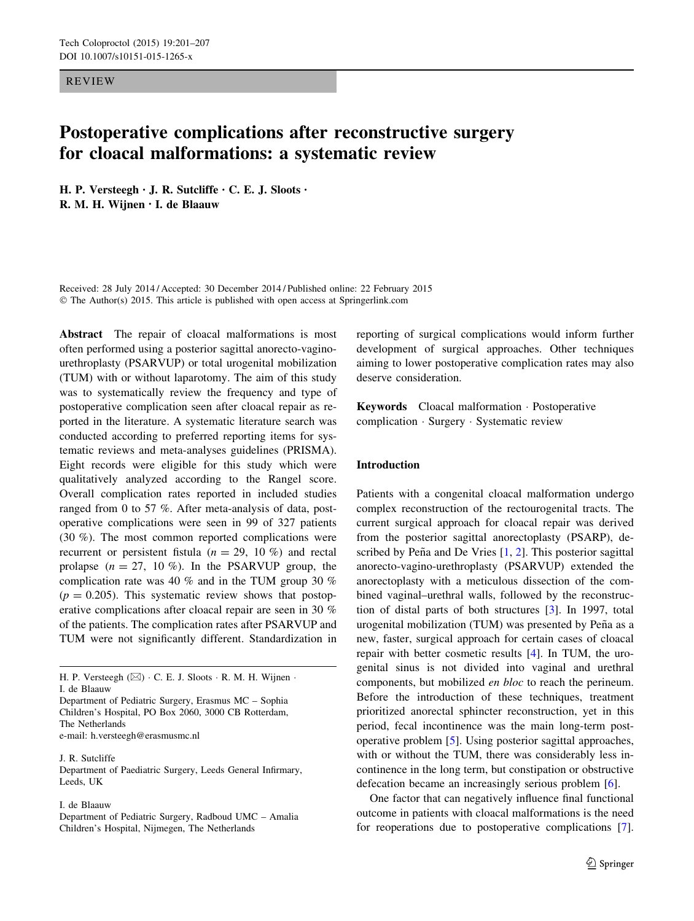REVIEW

# Postoperative complications after reconstructive surgery for cloacal malformations: a systematic review

**H. P. Versteegh · J. R. Sutcliffe · C. E. J. Sloots · R. M. H. Wijnen · I. de Blaauw**

Received: 28 July 2014 / Accepted: 30 December 2014 / Published online: 22 February 2015
© The Author(s) 2015. This article is published with open access at Springerlink.com

**Abstract** The repair of cloacal malformations is most often performed using a posterior sagittal anorecto-vagino-urethroplasty (PSARVUP) or total urogenital mobilization (TUM) with or without laparotomy. The aim of this study was to systematically review the frequency and type of postoperative complication seen after cloacal repair as reported in the literature. A systematic literature search was conducted according to preferred reporting items for systematic reviews and meta-analyses guidelines (PRISMA). Eight records were eligible for this study which were qualitatively analyzed according to the Rangel score. Overall complication rates reported in included studies ranged from 0 to 57 %. After meta-analysis of data, postoperative complications were seen in 99 of 327 patients (30 %). The most common reported complications were recurrent or persistent fistula ($n = 29$, 10 %) and rectal prolapse ($n = 27$, 10 %). In the PSARVUP group, the complication rate was 40 % and in the TUM group 30 % ($p = 0.205$). This systematic review shows that postoperative complications after cloacal repair are seen in 30 % of the patients. The complication rates after PSARVUP and TUM were not significantly different. Standardization in reporting of surgical complications would inform further development of surgical approaches. Other techniques aiming to lower postoperative complication rates may also deserve consideration.

**Keywords** Cloacal malformation · Postoperative complication · Surgery · Systematic review

H. P. Versteegh (✉) · C. E. J. Sloots · R. M. H. Wijnen · I. de Blaauw
Department of Pediatric Surgery, Erasmus MC – Sophia Children's Hospital, PO Box 2060, 3000 CB Rotterdam, The Netherlands
e-mail: h.versteegh@erasmusmc.nl

J. R. Sutcliffe
Department of Paediatric Surgery, Leeds General Infirmary, Leeds, UK

I. de Blaauw
Department of Pediatric Surgery, Radboud UMC – Amalia Children's Hospital, Nijmegen, The Netherlands

## Introduction

Patients with a congenital cloacal malformation undergo complex reconstruction of the rectourogenital tracts. The current surgical approach for cloacal repair was derived from the posterior sagittal anorectoplasty (PSARP), described by Peña and De Vries [1, 2]. This posterior sagittal anorecto-vagino-urethroplasty (PSARVUP) extended the anorectoplasty with a meticulous dissection of the combined vaginal–urethral walls, followed by the reconstruction of distal parts of both structures [3]. In 1997, total urogenital mobilization (TUM) was presented by Peña as a new, faster, surgical approach for certain cases of cloacal repair with better cosmetic results [4]. In TUM, the urogenital sinus is not divided into vaginal and urethral components, but mobilized *en bloc* to reach the perineum. Before the introduction of these techniques, treatment prioritized anorectal sphincter reconstruction, yet in this period, fecal incontinence was the main long-term postoperative problem [5]. Using posterior sagittal approaches, with or without the TUM, there was considerably less incontinence in the long term, but constipation or obstructive defecation became an increasingly serious problem [6].

One factor that can negatively influence final functional outcome in patients with cloacal malformations is the need for reoperations due to postoperative complications [7].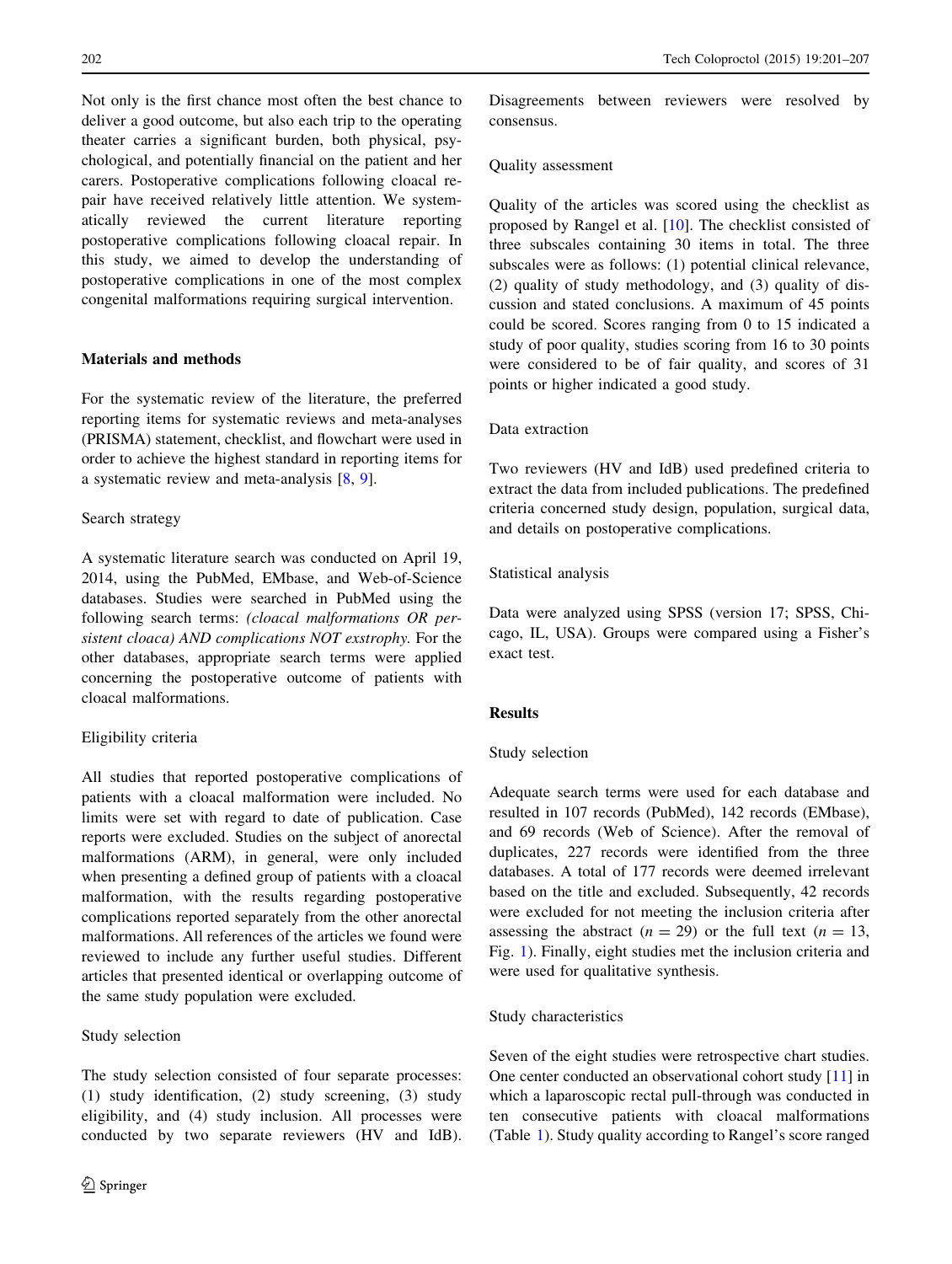Not only is the first chance most often the best chance to deliver a good outcome, but also each trip to the operating theater carries a significant burden, both physical, psychological, and potentially financial on the patient and her carers. Postoperative complications following cloacal repair have received relatively little attention. We systematically reviewed the current literature reporting postoperative complications following cloacal repair. In this study, we aimed to develop the understanding of postoperative complications in one of the most complex congenital malformations requiring surgical intervention.

## Materials and methods

For the systematic review of the literature, the preferred reporting items for systematic reviews and meta-analyses (PRISMA) statement, checklist, and flowchart were used in order to achieve the highest standard in reporting items for a systematic review and meta-analysis [8, 9].

### Search strategy

A systematic literature search was conducted on April 19, 2014, using the PubMed, EMbase, and Web-of-Science databases. Studies were searched in PubMed using the following search terms: *(cloacal malformations OR persistent cloaca) AND complications NOT exstrophy.* For the other databases, appropriate search terms were applied concerning the postoperative outcome of patients with cloacal malformations.

### Eligibility criteria

All studies that reported postoperative complications of patients with a cloacal malformation were included. No limits were set with regard to date of publication. Case reports were excluded. Studies on the subject of anorectal malformations (ARM), in general, were only included when presenting a defined group of patients with a cloacal malformation, with the results regarding postoperative complications reported separately from the other anorectal malformations. All references of the articles we found were reviewed to include any further useful studies. Different articles that presented identical or overlapping outcome of the same study population were excluded.

### Study selection

The study selection consisted of four separate processes: (1) study identification, (2) study screening, (3) study eligibility, and (4) study inclusion. All processes were conducted by two separate reviewers (HV and IdB). Disagreements between reviewers were resolved by consensus.

### Quality assessment

Quality of the articles was scored using the checklist as proposed by Rangel et al. [10]. The checklist consisted of three subscales containing 30 items in total. The three subscales were as follows: (1) potential clinical relevance, (2) quality of study methodology, and (3) quality of discussion and stated conclusions. A maximum of 45 points could be scored. Scores ranging from 0 to 15 indicated a study of poor quality, studies scoring from 16 to 30 points were considered to be of fair quality, and scores of 31 points or higher indicated a good study.

### Data extraction

Two reviewers (HV and IdB) used predefined criteria to extract the data from included publications. The predefined criteria concerned study design, population, surgical data, and details on postoperative complications.

### Statistical analysis

Data were analyzed using SPSS (version 17; SPSS, Chicago, IL, USA). Groups were compared using a Fisher's exact test.

## Results

### Study selection

Adequate search terms were used for each database and resulted in 107 records (PubMed), 142 records (EMbase), and 69 records (Web of Science). After the removal of duplicates, 227 records were identified from the three databases. A total of 177 records were deemed irrelevant based on the title and excluded. Subsequently, 42 records were excluded for not meeting the inclusion criteria after assessing the abstract ($n = 29$) or the full text ($n = 13$, Fig. 1). Finally, eight studies met the inclusion criteria and were used for qualitative synthesis.

### Study characteristics

Seven of the eight studies were retrospective chart studies. One center conducted an observational cohort study [11] in which a laparoscopic rectal pull-through was conducted in ten consecutive patients with cloacal malformations (Table 1). Study quality according to Rangel's score ranged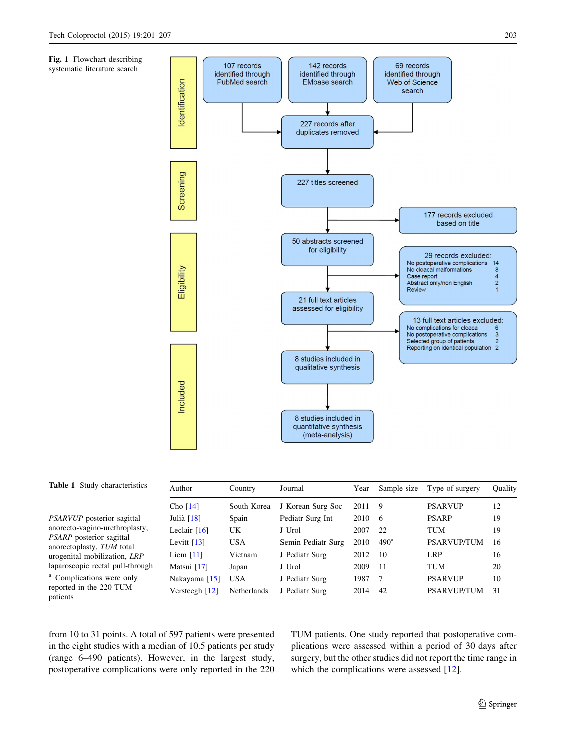**Fig. 1** Flowchart describing systematic literature search

**Identification**

- 107 records identified through PubMed search
- 142 records identified through EMbase search
- 69 records identified through Web of Science search
- 227 records after duplicates removed

**Screening**

- 227 titles screened
- 177 records excluded based on title

**Eligibility**

- 50 abstracts screened for eligibility
- 29 records excluded:
  - No postoperative complications 14
  - No cloacal malformations 8
  - Case report 4
  - Abstract only/non English 2
  - Review 1
- 21 full text articles assessed for eligibility
- 13 full text articles excluded:
  - No complications for cloaca 6
  - No postoperative complications 3
  - Selected group of patients 2
  - Reporting on identical population 2

**Included**

- 8 studies included in qualitative synthesis
- 8 studies included in quantitative synthesis (meta-analysis)

**Table 1** Study characteristics

| Author | Country | Journal | Year | Sample size | Type of surgery | Quality |
|---|---|---|---|---|---|---|
| Cho [14] | South Korea | J Korean Surg Soc | 2011 | 9 | PSARVUP | 12 |
| Julià [18] | Spain | Pediatr Surg Int | 2010 | 6 | PSARP | 19 |
| Leclair [16] | UK | J Urol | 2007 | 22 | TUM | 19 |
| Levitt [13] | USA | Semin Pediatr Surg | 2010 | 490[a] | PSARVUP/TUM | 16 |
| Liem [11] | Vietnam | J Pediatr Surg | 2012 | 10 | LRP | 16 |
| Matsui [17] | Japan | J Urol | 2009 | 11 | TUM | 20 |
| Nakayama [15] | USA | J Pediatr Surg | 1987 | 7 | PSARVUP | 10 |
| Versteegh [12] | Netherlands | J Pediatr Surg | 2014 | 42 | PSARVUP/TUM | 31 |

*PSARVUP* posterior sagittal anorecto-vagino-urethroplasty, *PSARP* posterior sagittal anorectoplasty, *TUM* total urogenital mobilization, *LRP* laparoscopic rectal pull-through

[a] Complications were only reported in the 220 TUM patients

from 10 to 31 points. A total of 597 patients were presented in the eight studies with a median of 10.5 patients per study (range 6–490 patients). However, in the largest study, postoperative complications were only reported in the 220 TUM patients. One study reported that postoperative complications were assessed within a period of 30 days after surgery, but the other studies did not report the time range in which the complications were assessed [12].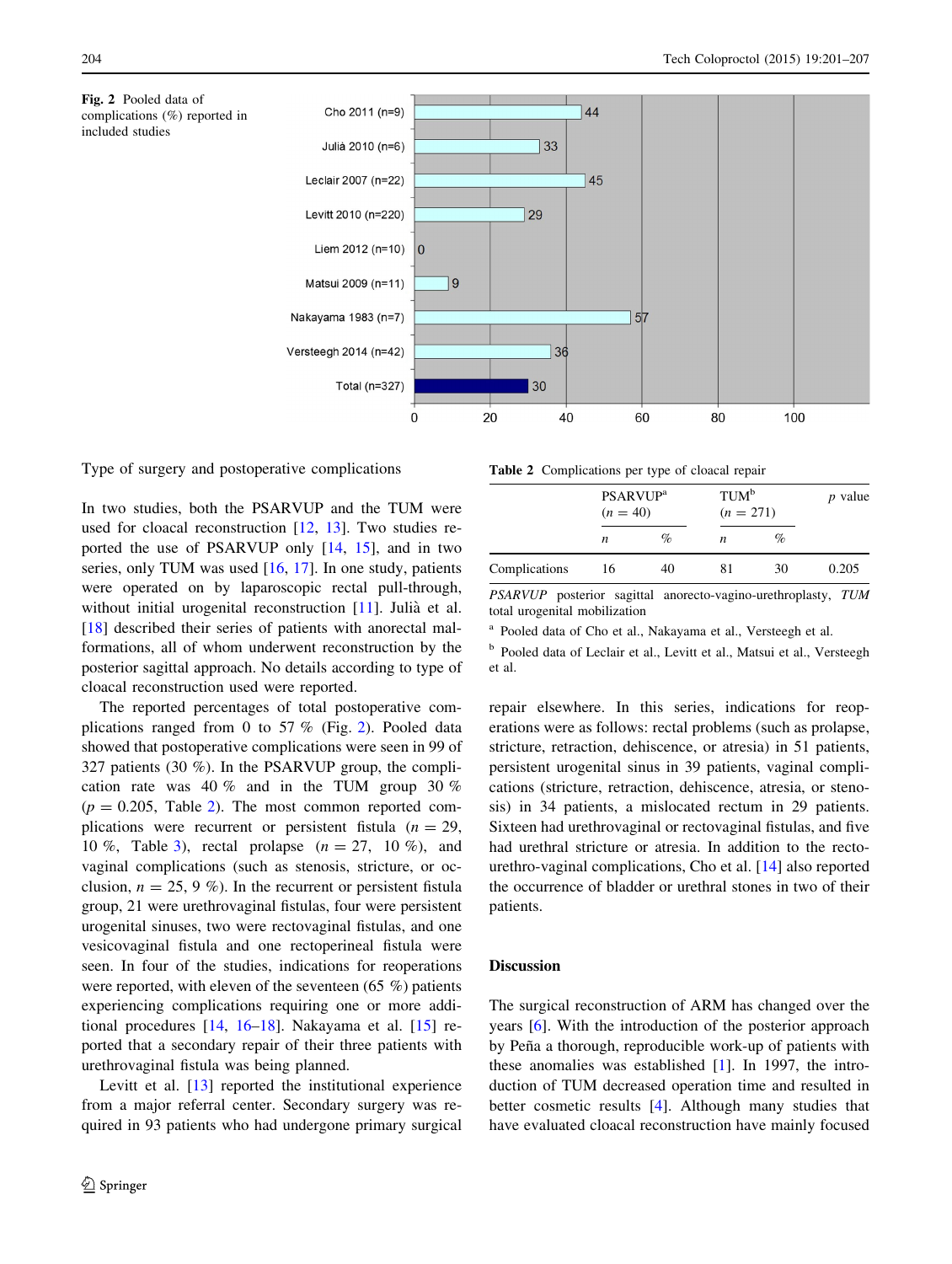**Fig. 2** Pooled data of complications (%) reported in included studies

| Study | Complications (%) |
|---|---|
| Cho 2011 (n=9) | 44 |
| Julià 2010 (n=6) | 33 |
| Leclair 2007 (n=22) | 45 |
| Levitt 2010 (n=220) | 29 |
| Liem 2012 (n=10) | 0 |
| Matsui 2009 (n=11) | 9 |
| Nakayama 1983 (n=7) | 57 |
| Versteegh 2014 (n=42) | 36 |
| Total (n=327) | 30 |

Type of surgery and postoperative complications

In two studies, both the PSARVUP and the TUM were used for cloacal reconstruction [12, 13]. Two studies reported the use of PSARVUP only [14, 15], and in two series, only TUM was used [16, 17]. In one study, patients were operated on by laparoscopic rectal pull-through, without initial urogenital reconstruction [11]. Julià et al. [18] described their series of patients with anorectal malformations, all of whom underwent reconstruction by the posterior sagittal approach. No details according to type of cloacal reconstruction used were reported.

The reported percentages of total postoperative complications ranged from 0 to 57 % (Fig. 2). Pooled data showed that postoperative complications were seen in 99 of 327 patients (30 %). In the PSARVUP group, the complication rate was 40 % and in the TUM group 30 % ($p = 0.205$, Table 2). The most common reported complications were recurrent or persistent fistula ($n = 29$, 10 %, Table 3), rectal prolapse ($n = 27$, 10 %), and vaginal complications (such as stenosis, stricture, or occlusion, $n = 25$, 9 %). In the recurrent or persistent fistula group, 21 were urethrovaginal fistulas, four were persistent urogenital sinuses, two were rectovaginal fistulas, and one vesicovaginal fistula and one rectoperineal fistula were seen. In four of the studies, indications for reoperations were reported, with eleven of the seventeen (65 %) patients experiencing complications requiring one or more additional procedures [14, 16–18]. Nakayama et al. [15] reported that a secondary repair of their three patients with urethrovaginal fistula was being planned.

Levitt et al. [13] reported the institutional experience from a major referral center. Secondary surgery was required in 93 patients who had undergone primary surgical repair elsewhere. In this series, indications for reoperations were as follows: rectal problems (such as prolapse, stricture, retraction, dehiscence, or atresia) in 51 patients, persistent urogenital sinus in 39 patients, vaginal complications (stricture, retraction, dehiscence, atresia, or stenosis) in 34 patients, a mislocated rectum in 29 patients. Sixteen had urethrovaginal or rectovaginal fistulas, and five had urethral stricture or atresia. In addition to the recto-urethro-vaginal complications, Cho et al. [14] also reported the occurrence of bladder or urethral stones in two of their patients.

**Table 2** Complications per type of cloacal repair

| | PSARVUP[a] ($n = 40$) | | TUM[b] ($n = 271$) | | $p$ value |
|---|---|---|---|---|---|
| | $n$ | % | $n$ | % | |
| Complications | 16 | 40 | 81 | 30 | 0.205 |

*PSARVUP* posterior sagittal anorecto-vagino-urethroplasty, *TUM* total urogenital mobilization

[a] Pooled data of Cho et al., Nakayama et al., Versteegh et al.

[b] Pooled data of Leclair et al., Levitt et al., Matsui et al., Versteegh et al.

## Discussion

The surgical reconstruction of ARM has changed over the years [6]. With the introduction of the posterior approach by Peña a thorough, reproducible work-up of patients with these anomalies was established [1]. In 1997, the introduction of TUM decreased operation time and resulted in better cosmetic results [4]. Although many studies that have evaluated cloacal reconstruction have mainly focused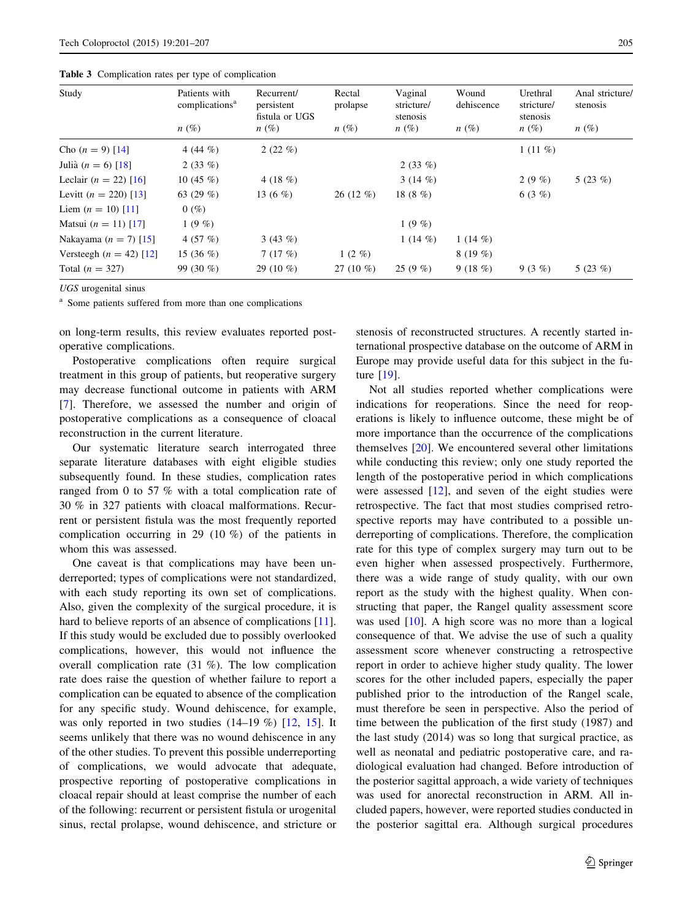Table 3 Complication rates per type of complication

| Study | Patients with complications[a] | Recurrent/persistent fistula or UGS | Rectal prolapse | Vaginal stricture/stenosis | Wound dehiscence | Urethral stricture/stenosis | Anal stricture/stenosis |
|---|---|---|---|---|---|---|---|
| | n (%) | n (%) | n (%) | n (%) | n (%) | n (%) | n (%) |
| Cho (n = 9) [14] | 4 (44 %) | 2 (22 %) | | | | 1 (11 %) | |
| Julià (n = 6) [18] | 2 (33 %) | | | 2 (33 %) | | | |
| Leclair (n = 22) [16] | 10 (45 %) | 4 (18 %) | | 3 (14 %) | | 2 (9 %) | 5 (23 %) |
| Levitt (n = 220) [13] | 63 (29 %) | 13 (6 %) | 26 (12 %) | 18 (8 %) | | 6 (3 %) | |
| Liem (n = 10) [11] | 0 (%) | | | | | | |
| Matsui (n = 11) [17] | 1 (9 %) | | | 1 (9 %) | | | |
| Nakayama (n = 7) [15] | 4 (57 %) | 3 (43 %) | | 1 (14 %) | 1 (14 %) | | |
| Versteegh (n = 42) [12] | 15 (36 %) | 7 (17 %) | 1 (2 %) | | 8 (19 %) | | |
| Total (n = 327) | 99 (30 %) | 29 (10 %) | 27 (10 %) | 25 (9 %) | 9 (18 %) | 9 (3 %) | 5 (23 %) |

*UGS* urogenital sinus

[a] Some patients suffered from more than one complications

on long-term results, this review evaluates reported postoperative complications.

Postoperative complications often require surgical treatment in this group of patients, but reoperative surgery may decrease functional outcome in patients with ARM [7]. Therefore, we assessed the number and origin of postoperative complications as a consequence of cloacal reconstruction in the current literature.

Our systematic literature search interrogated three separate literature databases with eight eligible studies subsequently found. In these studies, complication rates ranged from 0 to 57 % with a total complication rate of 30 % in 327 patients with cloacal malformations. Recurrent or persistent fistula was the most frequently reported complication occurring in 29 (10 %) of the patients in whom this was assessed.

One caveat is that complications may have been underreported; types of complications were not standardized, with each study reporting its own set of complications. Also, given the complexity of the surgical procedure, it is hard to believe reports of an absence of complications [11]. If this study would be excluded due to possibly overlooked complications, however, this would not influence the overall complication rate (31 %). The low complication rate does raise the question of whether failure to report a complication can be equated to absence of the complication for any specific study. Wound dehiscence, for example, was only reported in two studies (14–19 %) [12, 15]. It seems unlikely that there was no wound dehiscence in any of the other studies. To prevent this possible underreporting of complications, we would advocate that adequate, prospective reporting of postoperative complications in cloacal repair should at least comprise the number of each of the following: recurrent or persistent fistula or urogenital sinus, rectal prolapse, wound dehiscence, and stricture or stenosis of reconstructed structures. A recently started international prospective database on the outcome of ARM in Europe may provide useful data for this subject in the future [19].

Not all studies reported whether complications were indications for reoperations. Since the need for reoperations is likely to influence outcome, these might be of more importance than the occurrence of the complications themselves [20]. We encountered several other limitations while conducting this review; only one study reported the length of the postoperative period in which complications were assessed [12], and seven of the eight studies were retrospective. The fact that most studies comprised retrospective reports may have contributed to a possible underreporting of complications. Therefore, the complication rate for this type of complex surgery may turn out to be even higher when assessed prospectively. Furthermore, there was a wide range of study quality, with our own report as the study with the highest quality. When constructing that paper, the Rangel quality assessment score was used [10]. A high score was no more than a logical consequence of that. We advise the use of such a quality assessment score whenever constructing a retrospective report in order to achieve higher study quality. The lower scores for the other included papers, especially the paper published prior to the introduction of the Rangel scale, must therefore be seen in perspective. Also the period of time between the publication of the first study (1987) and the last study (2014) was so long that surgical practice, as well as neonatal and pediatric postoperative care, and radiological evaluation had changed. Before introduction of the posterior sagittal approach, a wide variety of techniques was used for anorectal reconstruction in ARM. All included papers, however, were reported studies conducted in the posterior sagittal era. Although surgical procedures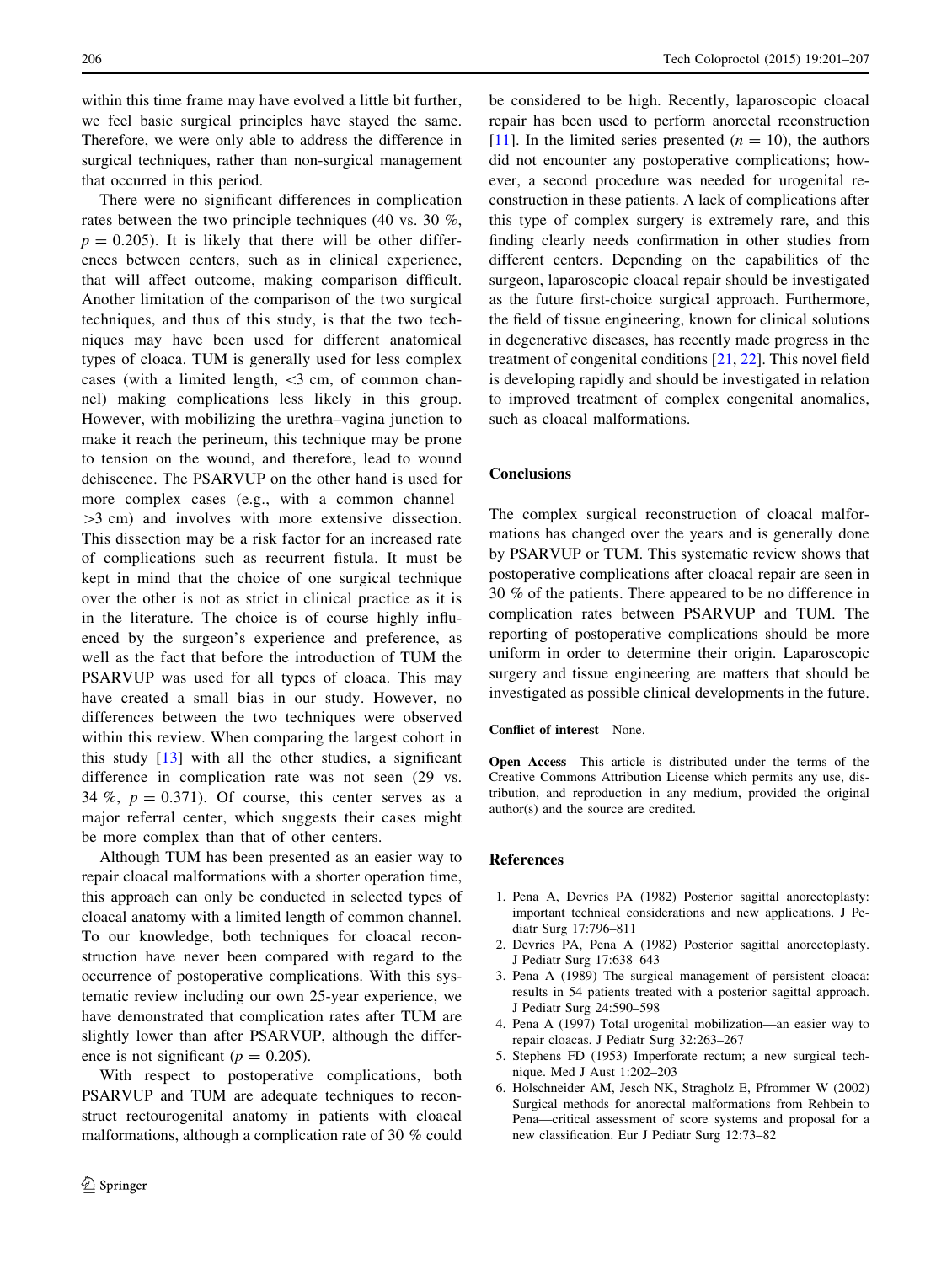within this time frame may have evolved a little bit further, we feel basic surgical principles have stayed the same. Therefore, we were only able to address the difference in surgical techniques, rather than non-surgical management that occurred in this period.

There were no significant differences in complication rates between the two principle techniques (40 vs. 30 %, $p = 0.205$). It is likely that there will be other differences between centers, such as in clinical experience, that will affect outcome, making comparison difficult. Another limitation of the comparison of the two surgical techniques, and thus of this study, is that the two techniques may have been used for different anatomical types of cloaca. TUM is generally used for less complex cases (with a limited length, <3 cm, of common channel) making complications less likely in this group. However, with mobilizing the urethra–vagina junction to make it reach the perineum, this technique may be prone to tension on the wound, and therefore, lead to wound dehiscence. The PSARVUP on the other hand is used for more complex cases (e.g., with a common channel >3 cm) and involves with more extensive dissection. This dissection may be a risk factor for an increased rate of complications such as recurrent fistula. It must be kept in mind that the choice of one surgical technique over the other is not as strict in clinical practice as it is in the literature. The choice is of course highly influenced by the surgeon's experience and preference, as well as the fact that before the introduction of TUM the PSARVUP was used for all types of cloaca. This may have created a small bias in our study. However, no differences between the two techniques were observed within this review. When comparing the largest cohort in this study [13] with all the other studies, a significant difference in complication rate was not seen (29 vs. 34 %, $p = 0.371$). Of course, this center serves as a major referral center, which suggests their cases might be more complex than that of other centers.

Although TUM has been presented as an easier way to repair cloacal malformations with a shorter operation time, this approach can only be conducted in selected types of cloacal anatomy with a limited length of common channel. To our knowledge, both techniques for cloacal reconstruction have never been compared with regard to the occurrence of postoperative complications. With this systematic review including our own 25-year experience, we have demonstrated that complication rates after TUM are slightly lower than after PSARVUP, although the difference is not significant ($p = 0.205$).

With respect to postoperative complications, both PSARVUP and TUM are adequate techniques to reconstruct rectourogenital anatomy in patients with cloacal malformations, although a complication rate of 30 % could be considered to be high. Recently, laparoscopic cloacal repair has been used to perform anorectal reconstruction [11]. In the limited series presented ($n = 10$), the authors did not encounter any postoperative complications; however, a second procedure was needed for urogenital reconstruction in these patients. A lack of complications after this type of complex surgery is extremely rare, and this finding clearly needs confirmation in other studies from different centers. Depending on the capabilities of the surgeon, laparoscopic cloacal repair should be investigated as the future first-choice surgical approach. Furthermore, the field of tissue engineering, known for clinical solutions in degenerative diseases, has recently made progress in the treatment of congenital conditions [21, 22]. This novel field is developing rapidly and should be investigated in relation to improved treatment of complex congenital anomalies, such as cloacal malformations.

## Conclusions

The complex surgical reconstruction of cloacal malformations has changed over the years and is generally done by PSARVUP or TUM. This systematic review shows that postoperative complications after cloacal repair are seen in 30 % of the patients. There appeared to be no difference in complication rates between PSARVUP and TUM. The reporting of postoperative complications should be more uniform in order to determine their origin. Laparoscopic surgery and tissue engineering are matters that should be investigated as possible clinical developments in the future.

**Conflict of interest** None.

**Open Access** This article is distributed under the terms of the Creative Commons Attribution License which permits any use, distribution, and reproduction in any medium, provided the original author(s) and the source are credited.

## References

1. Pena A, Devries PA (1982) Posterior sagittal anorectoplasty: important technical considerations and new applications. J Pediatr Surg 17:796–811
2. Devries PA, Pena A (1982) Posterior sagittal anorectoplasty. J Pediatr Surg 17:638–643
3. Pena A (1989) The surgical management of persistent cloaca: results in 54 patients treated with a posterior sagittal approach. J Pediatr Surg 24:590–598
4. Pena A (1997) Total urogenital mobilization—an easier way to repair cloacas. J Pediatr Surg 32:263–267
5. Stephens FD (1953) Imperforate rectum; a new surgical technique. Med J Aust 1:202–203
6. Holschneider AM, Jesch NK, Stragholz E, Pfrommer W (2002) Surgical methods for anorectal malformations from Rehbein to Pena—critical assessment of score systems and proposal for a new classification. Eur J Pediatr Surg 12:73–82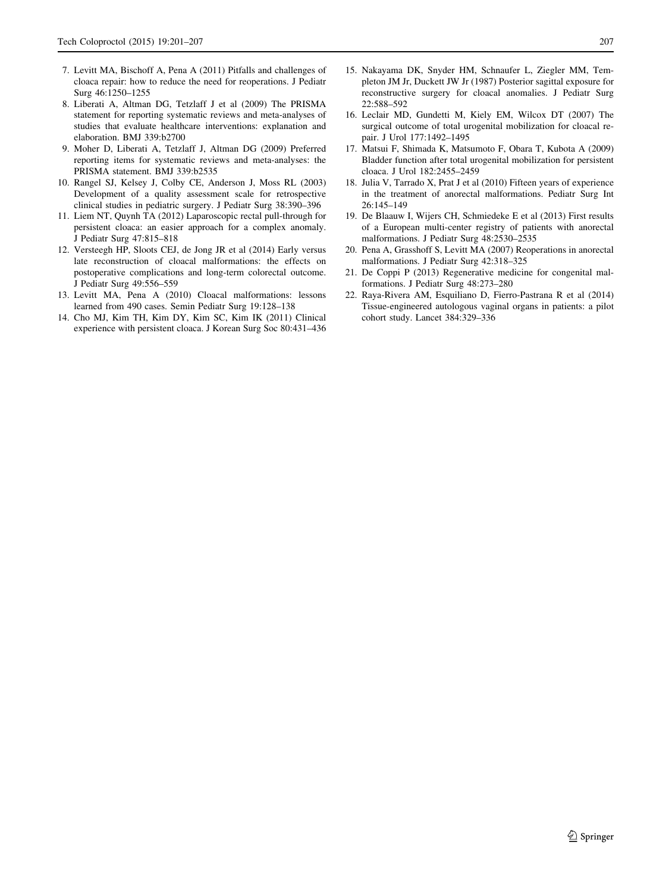7. Levitt MA, Bischoff A, Pena A (2011) Pitfalls and challenges of cloaca repair: how to reduce the need for reoperations. J Pediatr Surg 46:1250–1255
8. Liberati A, Altman DG, Tetzlaff J et al (2009) The PRISMA statement for reporting systematic reviews and meta-analyses of studies that evaluate healthcare interventions: explanation and elaboration. BMJ 339:b2700
9. Moher D, Liberati A, Tetzlaff J, Altman DG (2009) Preferred reporting items for systematic reviews and meta-analyses: the PRISMA statement. BMJ 339:b2535
10. Rangel SJ, Kelsey J, Colby CE, Anderson J, Moss RL (2003) Development of a quality assessment scale for retrospective clinical studies in pediatric surgery. J Pediatr Surg 38:390–396
11. Liem NT, Quynh TA (2012) Laparoscopic rectal pull-through for persistent cloaca: an easier approach for a complex anomaly. J Pediatr Surg 47:815–818
12. Versteegh HP, Sloots CEJ, de Jong JR et al (2014) Early versus late reconstruction of cloacal malformations: the effects on postoperative complications and long-term colorectal outcome. J Pediatr Surg 49:556–559
13. Levitt MA, Pena A (2010) Cloacal malformations: lessons learned from 490 cases. Semin Pediatr Surg 19:128–138
14. Cho MJ, Kim TH, Kim DY, Kim SC, Kim IK (2011) Clinical experience with persistent cloaca. J Korean Surg Soc 80:431–436
15. Nakayama DK, Snyder HM, Schnaufer L, Ziegler MM, Templeton JM Jr, Duckett JW Jr (1987) Posterior sagittal exposure for reconstructive surgery for cloacal anomalies. J Pediatr Surg 22:588–592
16. Leclair MD, Gundetti M, Kiely EM, Wilcox DT (2007) The surgical outcome of total urogenital mobilization for cloacal repair. J Urol 177:1492–1495
17. Matsui F, Shimada K, Matsumoto F, Obara T, Kubota A (2009) Bladder function after total urogenital mobilization for persistent cloaca. J Urol 182:2455–2459
18. Julia V, Tarrado X, Prat J et al (2010) Fifteen years of experience in the treatment of anorectal malformations. Pediatr Surg Int 26:145–149
19. De Blaauw I, Wijers CH, Schmiedeke E et al (2013) First results of a European multi-center registry of patients with anorectal malformations. J Pediatr Surg 48:2530–2535
20. Pena A, Grasshoff S, Levitt MA (2007) Reoperations in anorectal malformations. J Pediatr Surg 42:318–325
21. De Coppi P (2013) Regenerative medicine for congenital malformations. J Pediatr Surg 48:273–280
22. Raya-Rivera AM, Esquiliano D, Fierro-Pastrana R et al (2014) Tissue-engineered autologous vaginal organs in patients: a pilot cohort study. Lancet 384:329–336